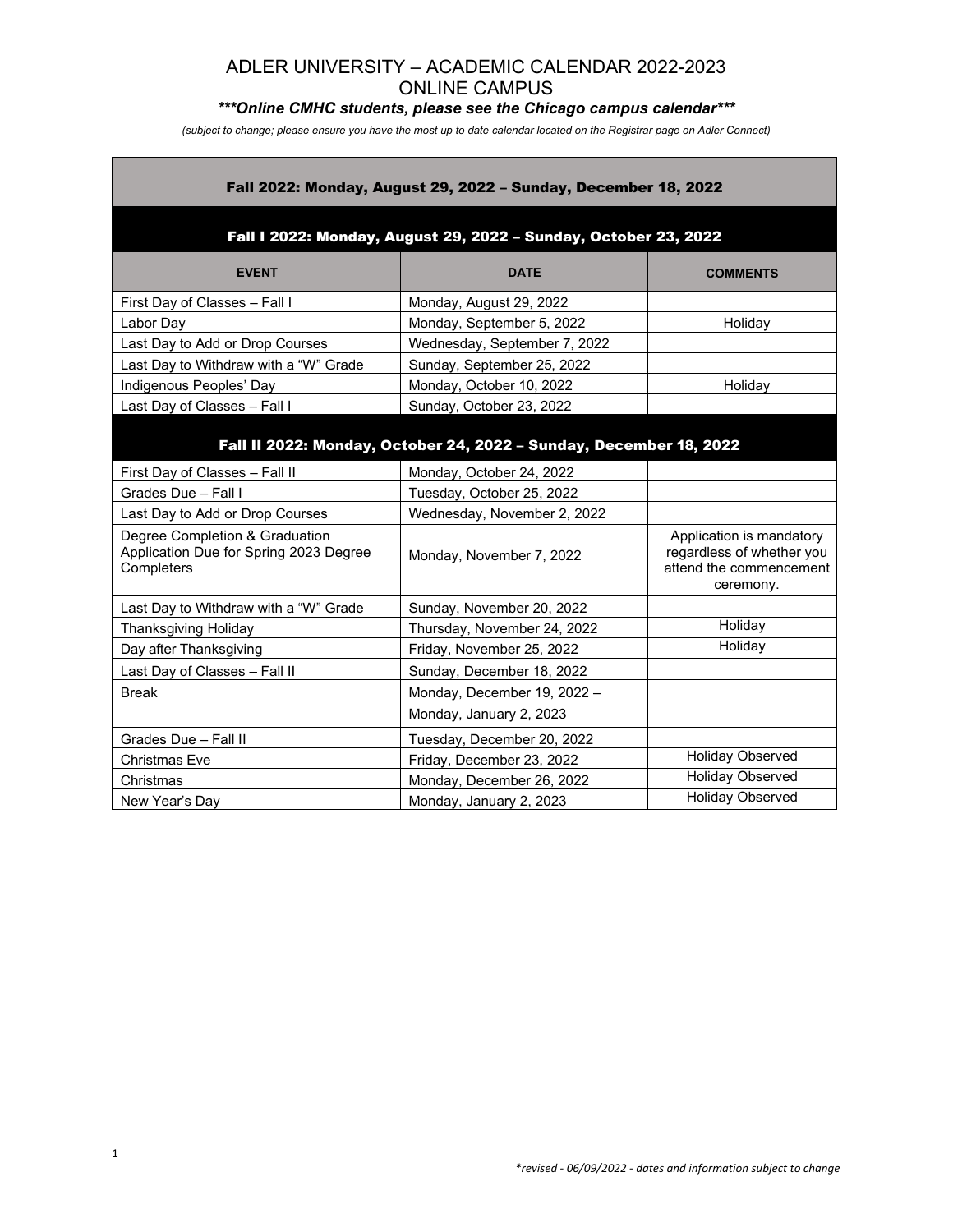# ADLER UNIVERSITY – ACADEMIC CALENDAR 2022-2023
# ONLINE CAMPUS

***\*\*\*Online CMHC students, please see the Chicago campus calendar\*\*\****

*(subject to change; please ensure you have the most up to date calendar located on the Registrar page on Adler Connect)*

| Fall 2022: Monday, August 29, 2022 – Sunday, December 18, 2022 | | |
|---|---|---|
| **Fall I 2022: Monday, August 29, 2022 – Sunday, October 23, 2022** | | |
| **EVENT** | **DATE** | **COMMENTS** |
| First Day of Classes – Fall I | Monday, August 29, 2022 | |
| Labor Day | Monday, September 5, 2022 | Holiday |
| Last Day to Add or Drop Courses | Wednesday, September 7, 2022 | |
| Last Day to Withdraw with a "W" Grade | Sunday, September 25, 2022 | |
| Indigenous Peoples' Day | Monday, October 10, 2022 | Holiday |
| Last Day of Classes – Fall I | Sunday, October 23, 2022 | |
| **Fall II 2022: Monday, October 24, 2022 – Sunday, December 18, 2022** | | |
| First Day of Classes – Fall II | Monday, October 24, 2022 | |
| Grades Due – Fall I | Tuesday, October 25, 2022 | |
| Last Day to Add or Drop Courses | Wednesday, November 2, 2022 | |
| Degree Completion & Graduation Application Due for Spring 2023 Degree Completers | Monday, November 7, 2022 | Application is mandatory regardless of whether you attend the commencement ceremony. |
| Last Day to Withdraw with a "W" Grade | Sunday, November 20, 2022 | |
| Thanksgiving Holiday | Thursday, November 24, 2022 | Holiday |
| Day after Thanksgiving | Friday, November 25, 2022 | Holiday |
| Last Day of Classes – Fall II | Sunday, December 18, 2022 | |
| Break | Monday, December 19, 2022 – Monday, January 2, 2023 | |
| Grades Due – Fall II | Tuesday, December 20, 2022 | |
| Christmas Eve | Friday, December 23, 2022 | Holiday Observed |
| Christmas | Monday, December 26, 2022 | Holiday Observed |
| New Year's Day | Monday, January 2, 2023 | Holiday Observed |

*\*revised - 06/09/2022 - dates and information subject to change*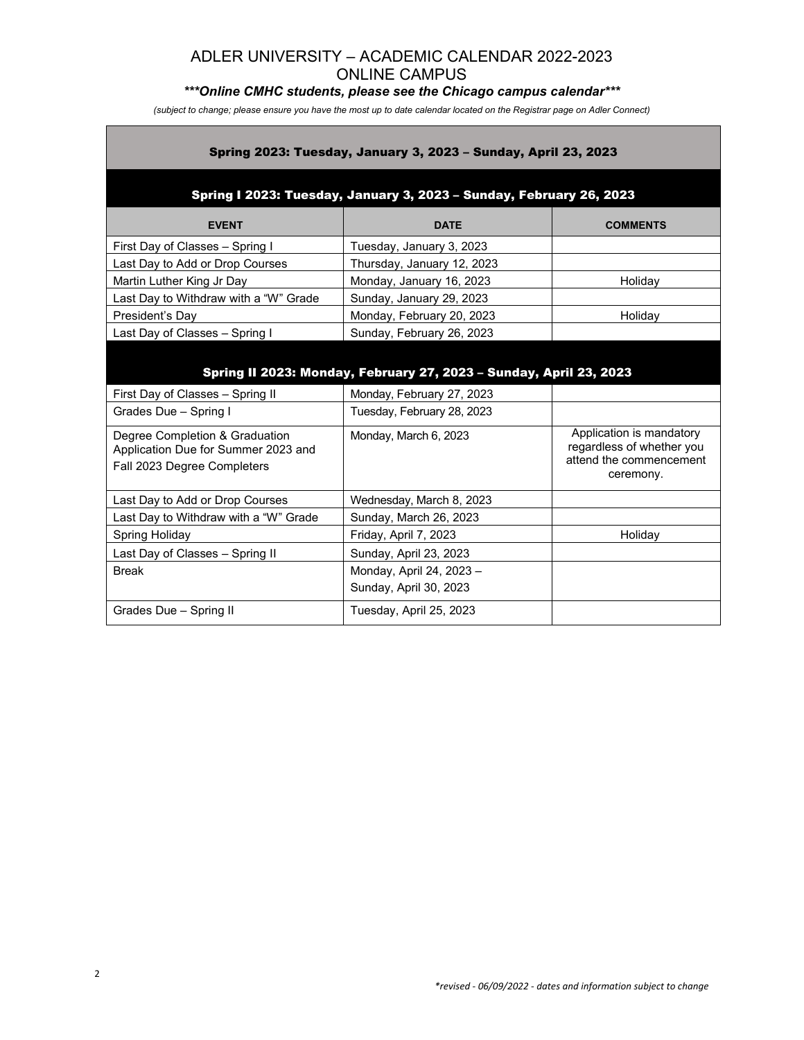# ADLER UNIVERSITY – ACADEMIC CALENDAR 2022-2023
## ONLINE CAMPUS

***\*\*\*Online CMHC students, please see the Chicago campus calendar\*\*\****

*(subject to change; please ensure you have the most up to date calendar located on the Registrar page on Adler Connect)*

### Spring 2023: Tuesday, January 3, 2023 – Sunday, April 23, 2023

**Spring I 2023: Tuesday, January 3, 2023 – Sunday, February 26, 2023**

| EVENT | DATE | COMMENTS |
|---|---|---|
| First Day of Classes – Spring I | Tuesday, January 3, 2023 | |
| Last Day to Add or Drop Courses | Thursday, January 12, 2023 | |
| Martin Luther King Jr Day | Monday, January 16, 2023 | Holiday |
| Last Day to Withdraw with a "W" Grade | Sunday, January 29, 2023 | |
| President's Day | Monday, February 20, 2023 | Holiday |
| Last Day of Classes – Spring I | Sunday, February 26, 2023 | |

**Spring II 2023: Monday, February 27, 2023 – Sunday, April 23, 2023**

| EVENT | DATE | COMMENTS |
|---|---|---|
| First Day of Classes – Spring II | Monday, February 27, 2023 | |
| Grades Due – Spring I | Tuesday, February 28, 2023 | |
| Degree Completion & Graduation Application Due for Summer 2023 and Fall 2023 Degree Completers | Monday, March 6, 2023 | Application is mandatory regardless of whether you attend the commencement ceremony. |
| Last Day to Add or Drop Courses | Wednesday, March 8, 2023 | |
| Last Day to Withdraw with a "W" Grade | Sunday, March 26, 2023 | |
| Spring Holiday | Friday, April 7, 2023 | Holiday |
| Last Day of Classes – Spring II | Sunday, April 23, 2023 | |
| Break | Monday, April 24, 2023 – Sunday, April 30, 2023 | |
| Grades Due – Spring II | Tuesday, April 25, 2023 | |

*\*revised - 06/09/2022 - dates and information subject to change*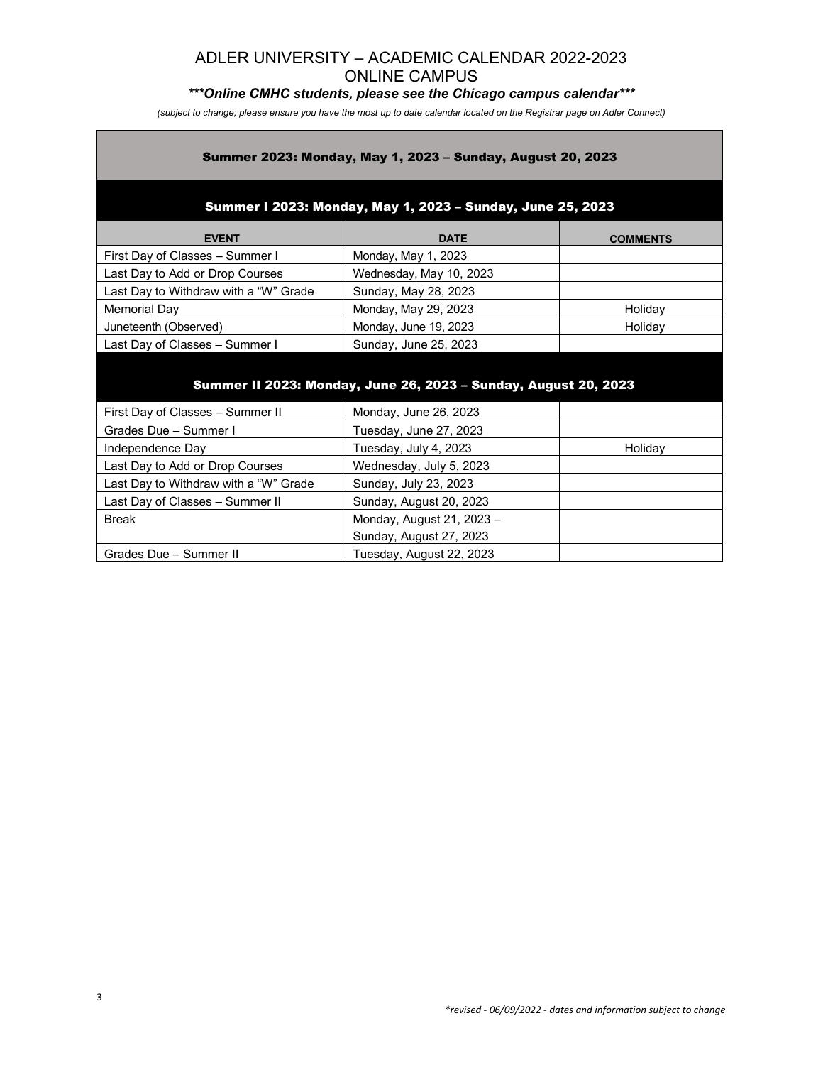# ADLER UNIVERSITY – ACADEMIC CALENDAR 2022-2023
## ONLINE CAMPUS

***\*\*\*Online CMHC students, please see the Chicago campus calendar\*\*\****

*(subject to change; please ensure you have the most up to date calendar located on the Registrar page on Adler Connect)*

### Summer 2023: Monday, May 1, 2023 – Sunday, August 20, 2023

#### Summer I 2023: Monday, May 1, 2023 – Sunday, June 25, 2023

| EVENT | DATE | COMMENTS |
|---|---|---|
| First Day of Classes – Summer I | Monday, May 1, 2023 | |
| Last Day to Add or Drop Courses | Wednesday, May 10, 2023 | |
| Last Day to Withdraw with a "W" Grade | Sunday, May 28, 2023 | |
| Memorial Day | Monday, May 29, 2023 | Holiday |
| Juneteenth (Observed) | Monday, June 19, 2023 | Holiday |
| Last Day of Classes – Summer I | Sunday, June 25, 2023 | |

#### Summer II 2023: Monday, June 26, 2023 – Sunday, August 20, 2023

| EVENT | DATE | COMMENTS |
|---|---|---|
| First Day of Classes – Summer II | Monday, June 26, 2023 | |
| Grades Due – Summer I | Tuesday, June 27, 2023 | |
| Independence Day | Tuesday, July 4, 2023 | Holiday |
| Last Day to Add or Drop Courses | Wednesday, July 5, 2023 | |
| Last Day to Withdraw with a "W" Grade | Sunday, July 23, 2023 | |
| Last Day of Classes – Summer II | Sunday, August 20, 2023 | |
| Break | Monday, August 21, 2023 – Sunday, August 27, 2023 | |
| Grades Due – Summer II | Tuesday, August 22, 2023 | |

*\*revised - 06/09/2022 - dates and information subject to change*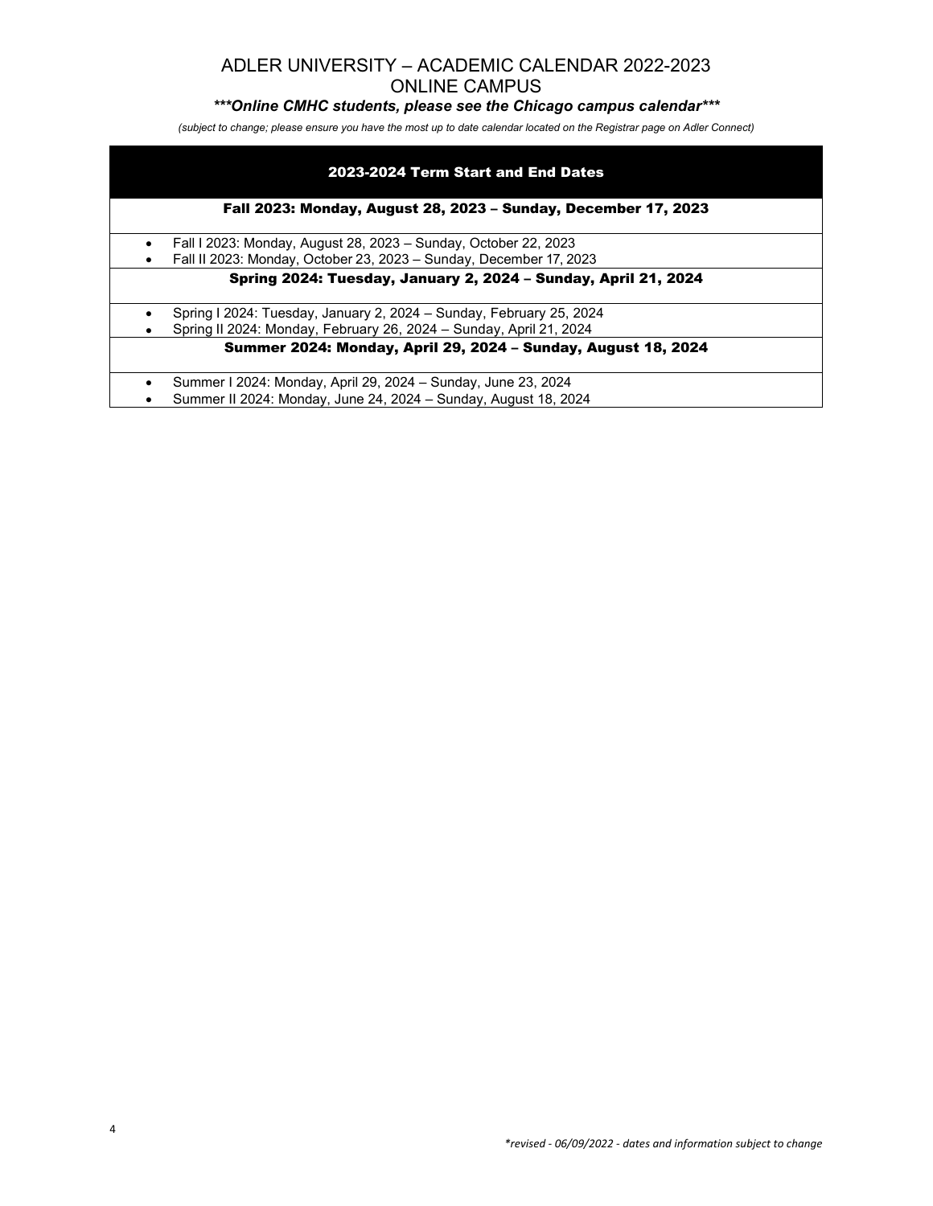# ADLER UNIVERSITY – ACADEMIC CALENDAR 2022-2023
# ONLINE CAMPUS

***\*\*\*Online CMHC students, please see the Chicago campus calendar\*\*\****

*(subject to change; please ensure you have the most up to date calendar located on the Registrar page on Adler Connect)*

## 2023-2024 Term Start and End Dates

### Fall 2023: Monday, August 28, 2023 – Sunday, December 17, 2023

- Fall I 2023: Monday, August 28, 2023 – Sunday, October 22, 2023
- Fall II 2023: Monday, October 23, 2023 – Sunday, December 17, 2023

### Spring 2024: Tuesday, January 2, 2024 – Sunday, April 21, 2024

- Spring I 2024: Tuesday, January 2, 2024 – Sunday, February 25, 2024
- Spring II 2024: Monday, February 26, 2024 – Sunday, April 21, 2024

### Summer 2024: Monday, April 29, 2024 – Sunday, August 18, 2024

- Summer I 2024: Monday, April 29, 2024 – Sunday, June 23, 2024
- Summer II 2024: Monday, June 24, 2024 – Sunday, August 18, 2024

*\*revised - 06/09/2022 - dates and information subject to change*